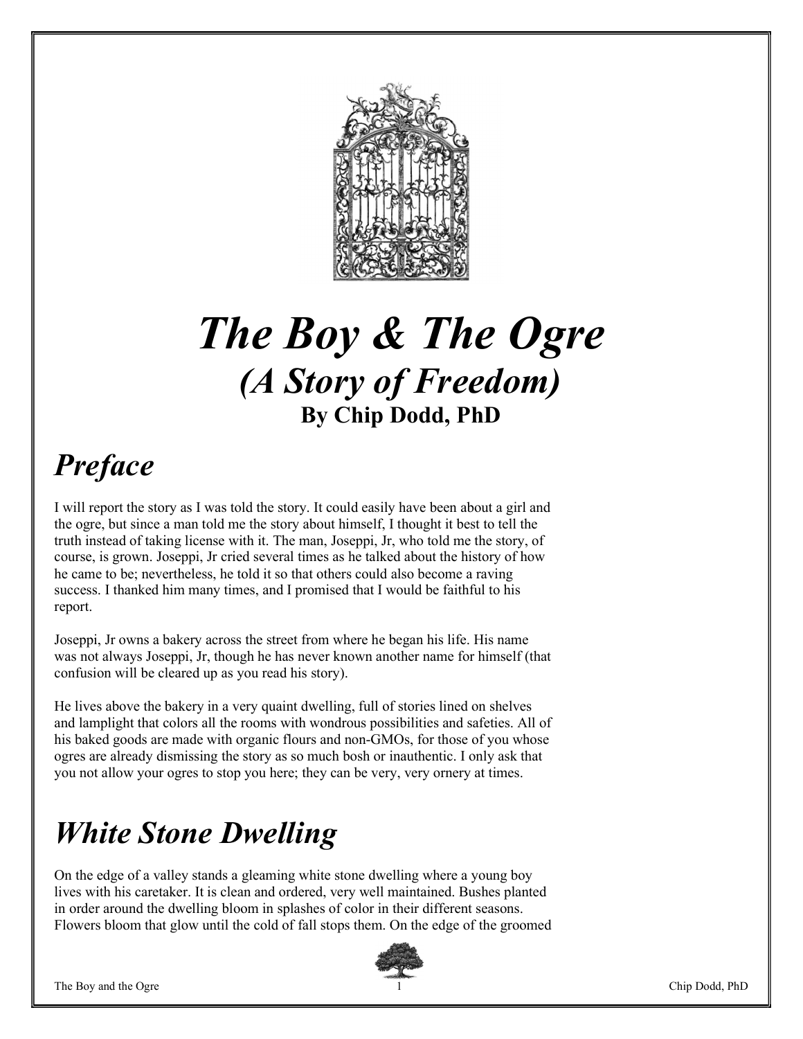# *The Boy & The Ogre*

## *(A Story of Freedom)*

### By Chip Dodd, PhD

## *Preface*

I will report the story as I was told the story. It could easily have been about a girl and the ogre, but since a man told me the story about himself, I thought it best to tell the truth instead of taking license with it. The man, Joseppi, Jr, who told me the story, of course, is grown. Joseppi, Jr cried several times as he talked about the history of how he came to be; nevertheless, he told it so that others could also become a raving success. I thanked him many times, and I promised that I would be faithful to his report.

Joseppi, Jr owns a bakery across the street from where he began his life. His name was not always Joseppi, Jr, though he has never known another name for himself (that confusion will be cleared up as you read his story).

He lives above the bakery in a very quaint dwelling, full of stories lined on shelves and lamplight that colors all the rooms with wondrous possibilities and safeties. All of his baked goods are made with organic flours and non-GMOs, for those of you whose ogres are already dismissing the story as so much bosh or inauthentic. I only ask that you not allow your ogres to stop you here; they can be very, very ornery at times.

## *White Stone Dwelling*

On the edge of a valley stands a gleaming white stone dwelling where a young boy lives with his caretaker. It is clean and ordered, very well maintained. Bushes planted in order around the dwelling bloom in splashes of color in their different seasons. Flowers bloom that glow until the cold of fall stops them. On the edge of the groomed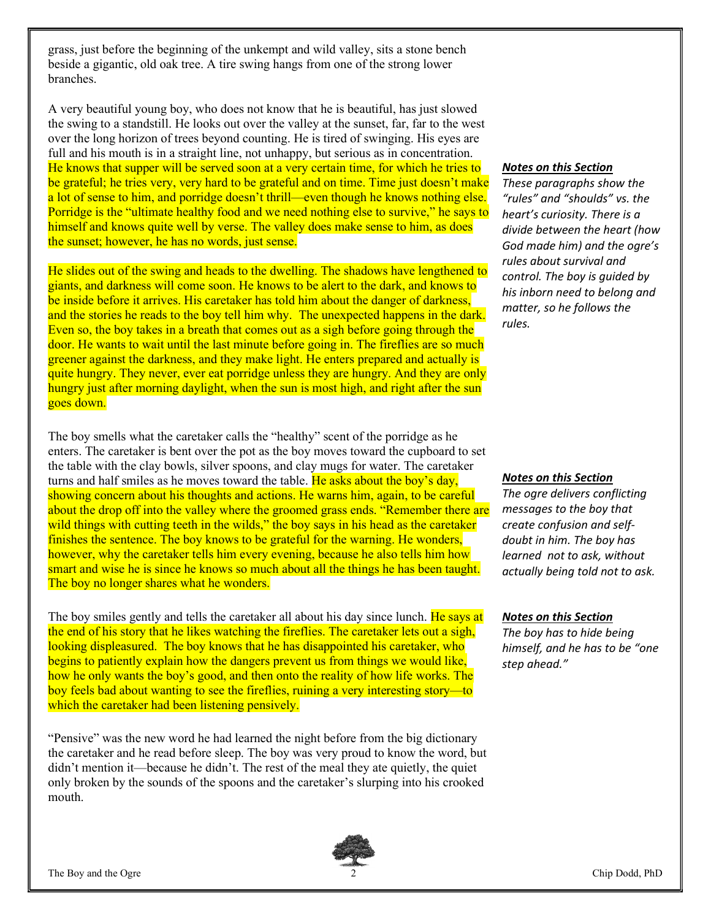grass, just before the beginning of the unkempt and wild valley, sits a stone bench beside a gigantic, old oak tree. A tire swing hangs from one of the strong lower branches.

A very beautiful young boy, who does not know that he is beautiful, has just slowed the swing to a standstill. He looks out over the valley at the sunset, far, far to the west over the long horizon of trees beyond counting. He is tired of swinging. His eyes are full and his mouth is in a straight line, not unhappy, but serious as in concentration. He knows that supper will be served soon at a very certain time, for which he tries to be grateful; he tries very, very hard to be grateful and on time. Time just doesn't make a lot of sense to him, and porridge doesn't thrill—even though he knows nothing else. Porridge is the "ultimate healthy food and we need nothing else to survive," he says to himself and knows quite well by verse. The valley does make sense to him, as does the sunset; however, he has no words, just sense.

He slides out of the swing and heads to the dwelling. The shadows have lengthened to giants, and darkness will come soon. He knows to be alert to the dark, and knows to be inside before it arrives. His caretaker has told him about the danger of darkness, and the stories he reads to the boy tell him why. The unexpected happens in the dark. Even so, the boy takes in a breath that comes out as a sigh before going through the door. He wants to wait until the last minute before going in. The fireflies are so much greener against the darkness, and they make light. He enters prepared and actually is quite hungry. They never, ever eat porridge unless they are hungry. And they are only hungry just after morning daylight, when the sun is most high, and right after the sun goes down.

***Notes on this Section***

*These paragraphs show the "rules" and "shoulds" vs. the heart's curiosity. There is a divide between the heart (how God made him) and the ogre's rules about survival and control. The boy is guided by his inborn need to belong and matter, so he follows the rules.*

The boy smells what the caretaker calls the "healthy" scent of the porridge as he enters. The caretaker is bent over the pot as the boy moves toward the cupboard to set the table with the clay bowls, silver spoons, and clay mugs for water. The caretaker turns and half smiles as he moves toward the table. He asks about the boy's day, showing concern about his thoughts and actions. He warns him, again, to be careful about the drop off into the valley where the groomed grass ends. "Remember there are wild things with cutting teeth in the wilds," the boy says in his head as the caretaker finishes the sentence. The boy knows to be grateful for the warning. He wonders, however, why the caretaker tells him every evening, because he also tells him how smart and wise he is since he knows so much about all the things he has been taught. The boy no longer shares what he wonders.

***Notes on this Section***

*The ogre delivers conflicting messages to the boy that create confusion and self-doubt in him. The boy has learned not to ask, without actually being told not to ask.*

The boy smiles gently and tells the caretaker all about his day since lunch. He says at the end of his story that he likes watching the fireflies. The caretaker lets out a sigh, looking displeased. The boy knows that he has disappointed his caretaker, who begins to patiently explain how the dangers prevent us from things we would like, how he only wants the boy's good, and then onto the reality of how life works. The boy feels bad about wanting to see the fireflies, ruining a very interesting story—to which the caretaker had been listening pensively.

***Notes on this Section***

*The boy has to hide being himself, and he has to be "one step ahead."*

"Pensive" was the new word he had learned the night before from the big dictionary the caretaker and he read before sleep. The boy was very proud to know the word, but didn't mention it—because he didn't. The rest of the meal they ate quietly, the quiet only broken by the sounds of the spoons and the caretaker's slurping into his crooked mouth.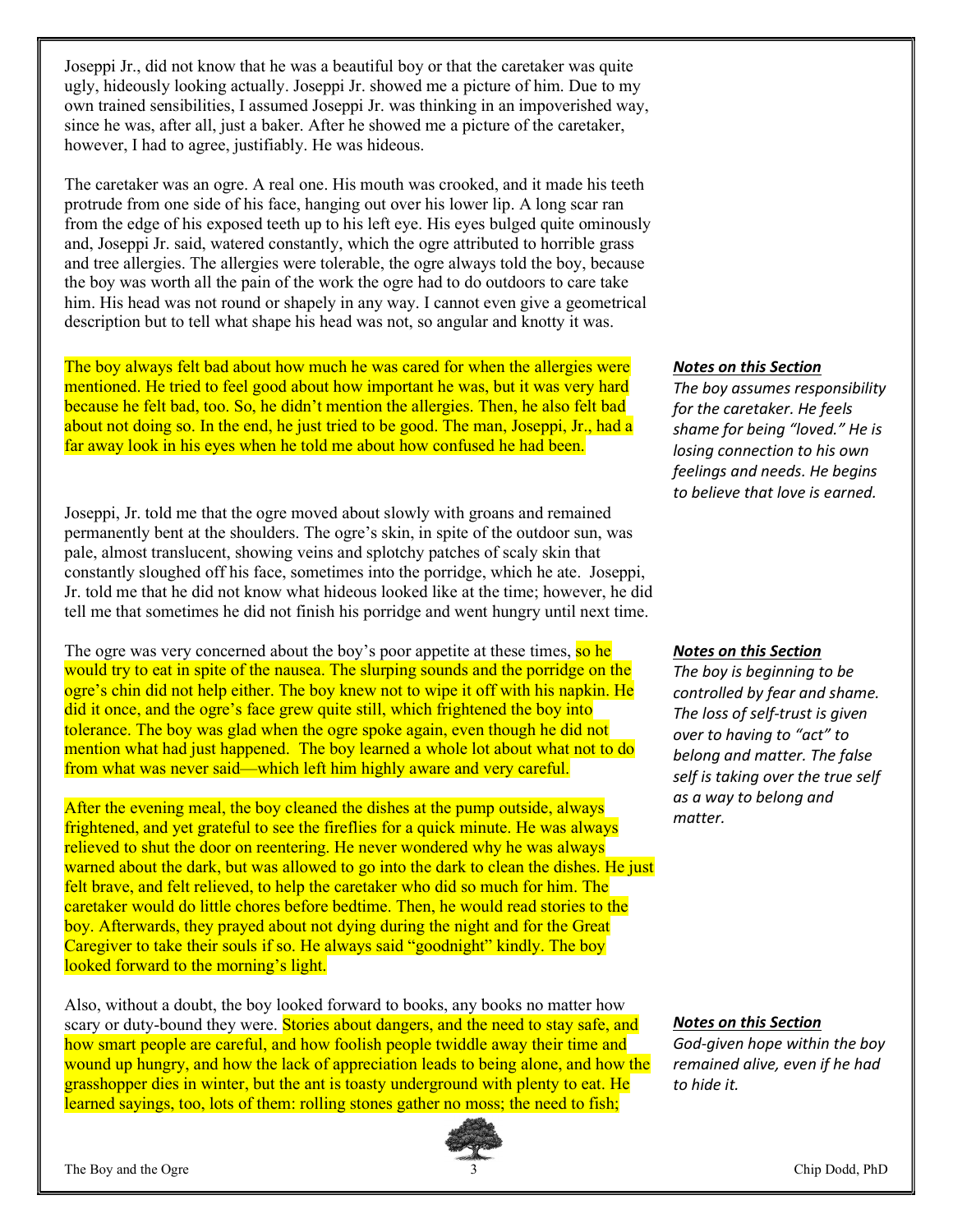Joseppi Jr., did not know that he was a beautiful boy or that the caretaker was quite ugly, hideously looking actually. Joseppi Jr. showed me a picture of him. Due to my own trained sensibilities, I assumed Joseppi Jr. was thinking in an impoverished way, since he was, after all, just a baker. After he showed me a picture of the caretaker, however, I had to agree, justifiably. He was hideous.

The caretaker was an ogre. A real one. His mouth was crooked, and it made his teeth protrude from one side of his face, hanging out over his lower lip. A long scar ran from the edge of his exposed teeth up to his left eye. His eyes bulged quite ominously and, Joseppi Jr. said, watered constantly, which the ogre attributed to horrible grass and tree allergies. The allergies were tolerable, the ogre always told the boy, because the boy was worth all the pain of the work the ogre had to do outdoors to care take him. His head was not round or shapely in any way. I cannot even give a geometrical description but to tell what shape his head was not, so angular and knotty it was.

The boy always felt bad about how much he was cared for when the allergies were mentioned. He tried to feel good about how important he was, but it was very hard because he felt bad, too. So, he didn't mention the allergies. Then, he also felt bad about not doing so. In the end, he just tried to be good. The man, Joseppi, Jr., had a far away look in his eyes when he told me about how confused he had been.

***Notes on this Section***
*The boy assumes responsibility for the caretaker. He feels shame for being "loved." He is losing connection to his own feelings and needs. He begins to believe that love is earned.*

Joseppi, Jr. told me that the ogre moved about slowly with groans and remained permanently bent at the shoulders. The ogre's skin, in spite of the outdoor sun, was pale, almost translucent, showing veins and splotchy patches of scaly skin that constantly sloughed off his face, sometimes into the porridge, which he ate. Joseppi, Jr. told me that he did not know what hideous looked like at the time; however, he did tell me that sometimes he did not finish his porridge and went hungry until next time.

The ogre was very concerned about the boy's poor appetite at these times, so he would try to eat in spite of the nausea. The slurping sounds and the porridge on the ogre's chin did not help either. The boy knew not to wipe it off with his napkin. He did it once, and the ogre's face grew quite still, which frightened the boy into tolerance. The boy was glad when the ogre spoke again, even though he did not mention what had just happened. The boy learned a whole lot about what not to do from what was never said—which left him highly aware and very careful.

After the evening meal, the boy cleaned the dishes at the pump outside, always frightened, and yet grateful to see the fireflies for a quick minute. He was always relieved to shut the door on reentering. He never wondered why he was always warned about the dark, but was allowed to go into the dark to clean the dishes. He just felt brave, and felt relieved, to help the caretaker who did so much for him. The caretaker would do little chores before bedtime. Then, he would read stories to the boy. Afterwards, they prayed about not dying during the night and for the Great Caregiver to take their souls if so. He always said "goodnight" kindly. The boy looked forward to the morning's light.

***Notes on this Section***
*The boy is beginning to be controlled by fear and shame. The loss of self-trust is given over to having to "act" to belong and matter. The false self is taking over the true self as a way to belong and matter.*

Also, without a doubt, the boy looked forward to books, any books no matter how scary or duty-bound they were. Stories about dangers, and the need to stay safe, and how smart people are careful, and how foolish people twiddle away their time and wound up hungry, and how the lack of appreciation leads to being alone, and how the grasshopper dies in winter, but the ant is toasty underground with plenty to eat. He learned sayings, too, lots of them: rolling stones gather no moss; the need to fish;

***Notes on this Section***
*God-given hope within the boy remained alive, even if he had to hide it.*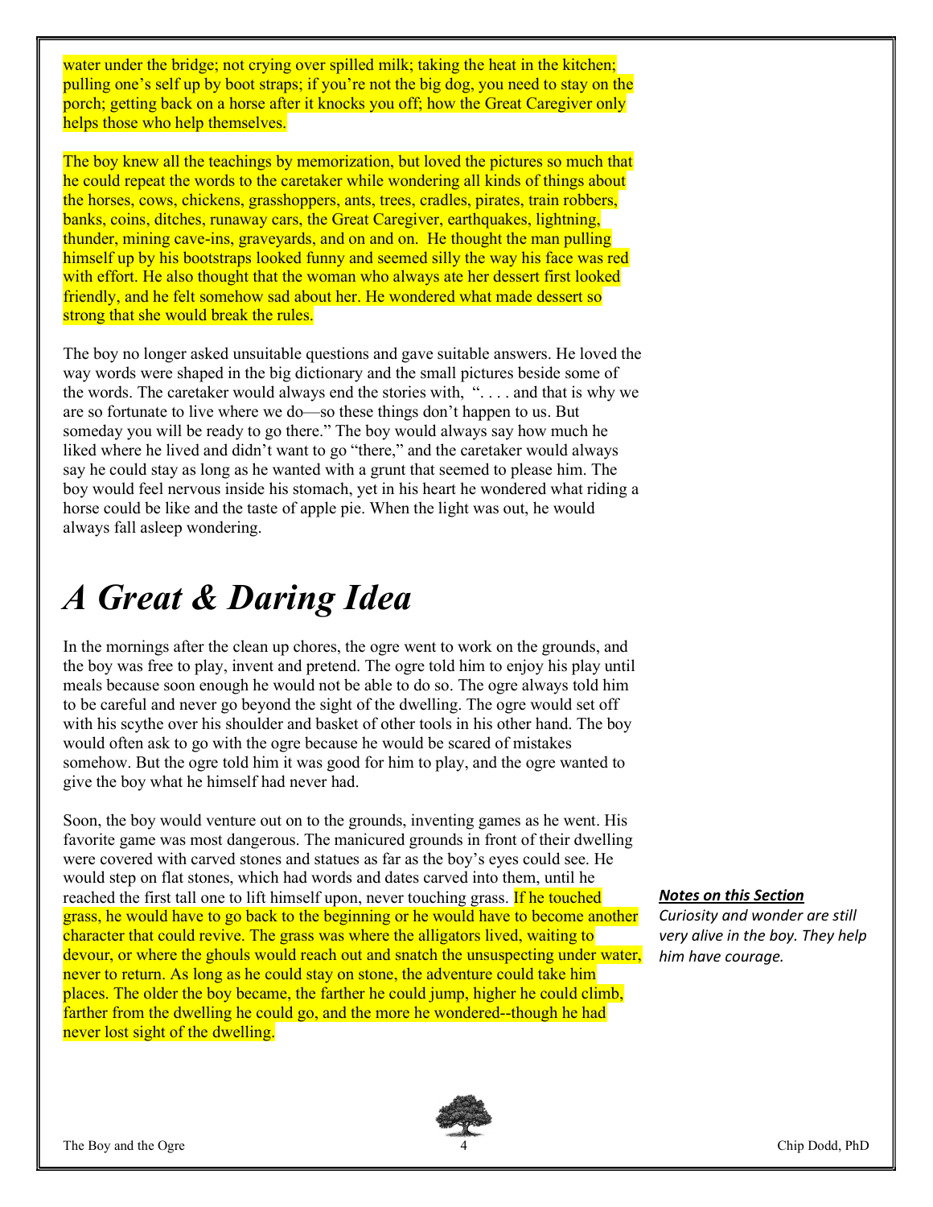water under the bridge; not crying over spilled milk; taking the heat in the kitchen; pulling one's self up by boot straps; if you're not the big dog, you need to stay on the porch; getting back on a horse after it knocks you off; how the Great Caregiver only helps those who help themselves.

The boy knew all the teachings by memorization, but loved the pictures so much that he could repeat the words to the caretaker while wondering all kinds of things about the horses, cows, chickens, grasshoppers, ants, trees, cradles, pirates, train robbers, banks, coins, ditches, runaway cars, the Great Caregiver, earthquakes, lightning, thunder, mining cave-ins, graveyards, and on and on. He thought the man pulling himself up by his bootstraps looked funny and seemed silly the way his face was red with effort. He also thought that the woman who always ate her dessert first looked friendly, and he felt somehow sad about her. He wondered what made dessert so strong that she would break the rules.

The boy no longer asked unsuitable questions and gave suitable answers. He loved the way words were shaped in the big dictionary and the small pictures beside some of the words. The caretaker would always end the stories with, ". . . . and that is why we are so fortunate to live where we do—so these things don't happen to us. But someday you will be ready to go there." The boy would always say how much he liked where he lived and didn't want to go "there," and the caretaker would always say he could stay as long as he wanted with a grunt that seemed to please him. The boy would feel nervous inside his stomach, yet in his heart he wondered what riding a horse could be like and the taste of apple pie. When the light was out, he would always fall asleep wondering.

# *A Great & Daring Idea*

In the mornings after the clean up chores, the ogre went to work on the grounds, and the boy was free to play, invent and pretend. The ogre told him to enjoy his play until meals because soon enough he would not be able to do so. The ogre always told him to be careful and never go beyond the sight of the dwelling. The ogre would set off with his scythe over his shoulder and basket of other tools in his other hand. The boy would often ask to go with the ogre because he would be scared of mistakes somehow. But the ogre told him it was good for him to play, and the ogre wanted to give the boy what he himself had never had.

Soon, the boy would venture out on to the grounds, inventing games as he went. His favorite game was most dangerous. The manicured grounds in front of their dwelling were covered with carved stones and statues as far as the boy's eyes could see. He would step on flat stones, which had words and dates carved into them, until he reached the first tall one to lift himself upon, never touching grass. If he touched grass, he would have to go back to the beginning or he would have to become another character that could revive. The grass was where the alligators lived, waiting to devour, or where the ghouls would reach out and snatch the unsuspecting under water, never to return. As long as he could stay on stone, the adventure could take him places. The older the boy became, the farther he could jump, higher he could climb, farther from the dwelling he could go, and the more he wondered--though he had never lost sight of the dwelling.

***Notes on this Section***

*Curiosity and wonder are still very alive in the boy. They help him have courage.*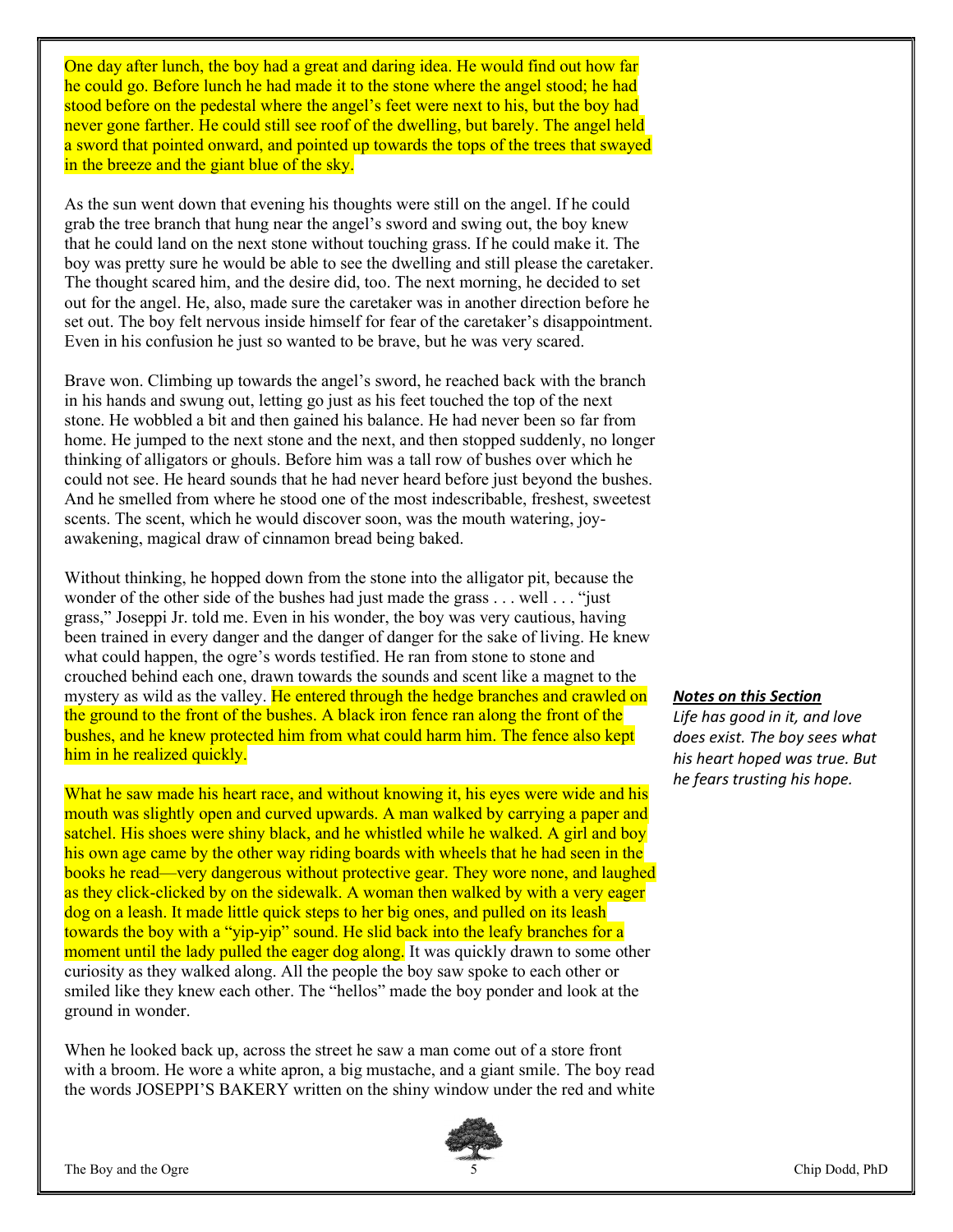One day after lunch, the boy had a great and daring idea. He would find out how far he could go. Before lunch he had made it to the stone where the angel stood; he had stood before on the pedestal where the angel's feet were next to his, but the boy had never gone farther. He could still see roof of the dwelling, but barely. The angel held a sword that pointed onward, and pointed up towards the tops of the trees that swayed in the breeze and the giant blue of the sky.

As the sun went down that evening his thoughts were still on the angel. If he could grab the tree branch that hung near the angel's sword and swing out, the boy knew that he could land on the next stone without touching grass. If he could make it. The boy was pretty sure he would be able to see the dwelling and still please the caretaker. The thought scared him, and the desire did, too. The next morning, he decided to set out for the angel. He, also, made sure the caretaker was in another direction before he set out. The boy felt nervous inside himself for fear of the caretaker's disappointment. Even in his confusion he just so wanted to be brave, but he was very scared.

Brave won. Climbing up towards the angel's sword, he reached back with the branch in his hands and swung out, letting go just as his feet touched the top of the next stone. He wobbled a bit and then gained his balance. He had never been so far from home. He jumped to the next stone and the next, and then stopped suddenly, no longer thinking of alligators or ghouls. Before him was a tall row of bushes over which he could not see. He heard sounds that he had never heard before just beyond the bushes. And he smelled from where he stood one of the most indescribable, freshest, sweetest scents. The scent, which he would discover soon, was the mouth watering, joy-awakening, magical draw of cinnamon bread being baked.

Without thinking, he hopped down from the stone into the alligator pit, because the wonder of the other side of the bushes had just made the grass . . . well . . . "just grass," Joseppi Jr. told me. Even in his wonder, the boy was very cautious, having been trained in every danger and the danger of danger for the sake of living. He knew what could happen, the ogre's words testified. He ran from stone to stone and crouched behind each one, drawn towards the sounds and scent like a magnet to the mystery as wild as the valley. He entered through the hedge branches and crawled on the ground to the front of the bushes. A black iron fence ran along the front of the bushes, and he knew protected him from what could harm him. The fence also kept him in he realized quickly.

***Notes on this Section***

*Life has good in it, and love does exist. The boy sees what his heart hoped was true. But he fears trusting his hope.*

What he saw made his heart race, and without knowing it, his eyes were wide and his mouth was slightly open and curved upwards. A man walked by carrying a paper and satchel. His shoes were shiny black, and he whistled while he walked. A girl and boy his own age came by the other way riding boards with wheels that he had seen in the books he read—very dangerous without protective gear. They wore none, and laughed as they click-clicked by on the sidewalk. A woman then walked by with a very eager dog on a leash. It made little quick steps to her big ones, and pulled on its leash towards the boy with a "yip-yip" sound. He slid back into the leafy branches for a moment until the lady pulled the eager dog along. It was quickly drawn to some other curiosity as they walked along. All the people the boy saw spoke to each other or smiled like they knew each other. The "hellos" made the boy ponder and look at the ground in wonder.

When he looked back up, across the street he saw a man come out of a store front with a broom. He wore a white apron, a big mustache, and a giant smile. The boy read the words JOSEPPI'S BAKERY written on the shiny window under the red and white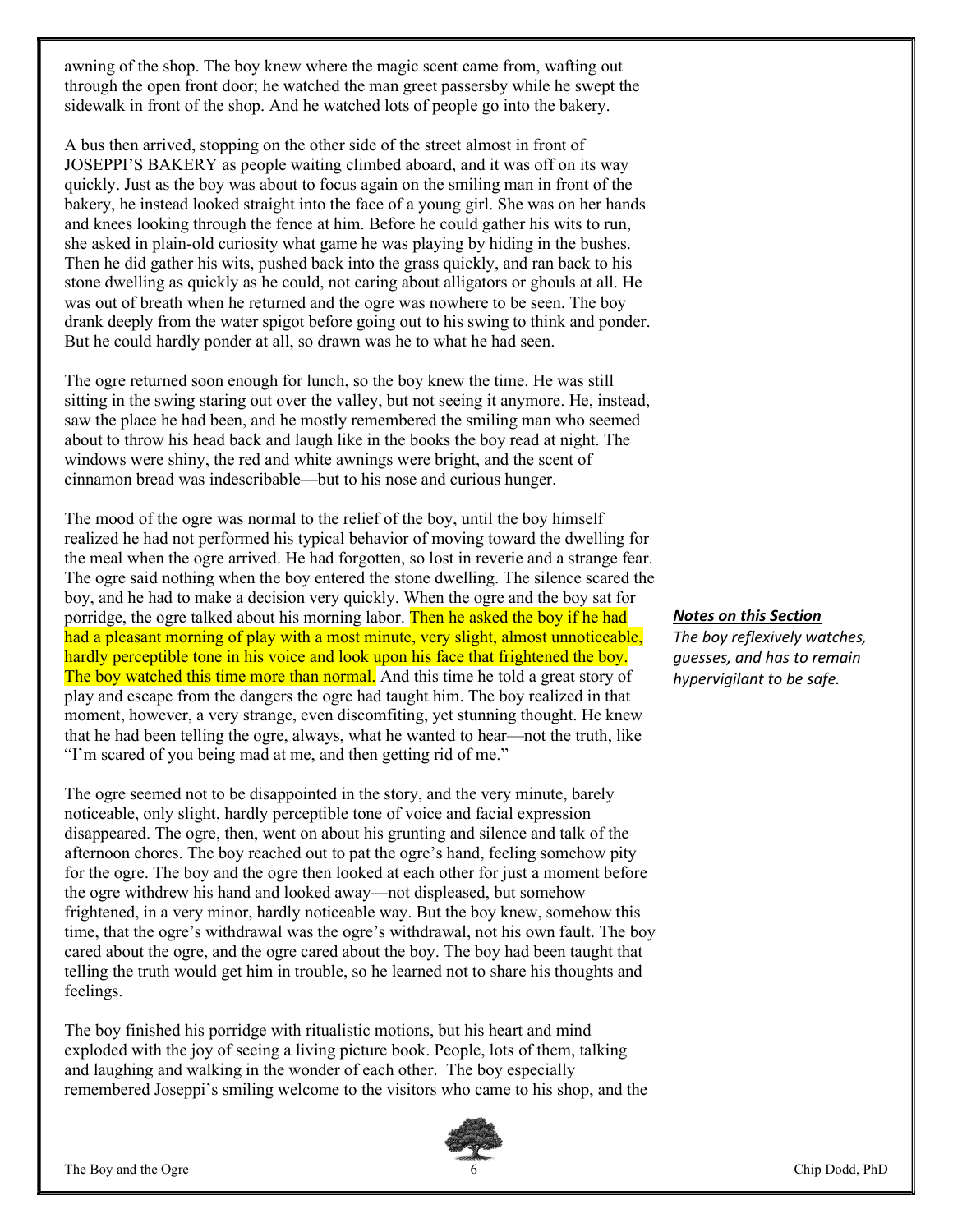awning of the shop. The boy knew where the magic scent came from, wafting out through the open front door; he watched the man greet passersby while he swept the sidewalk in front of the shop. And he watched lots of people go into the bakery.

A bus then arrived, stopping on the other side of the street almost in front of JOSEPPI'S BAKERY as people waiting climbed aboard, and it was off on its way quickly. Just as the boy was about to focus again on the smiling man in front of the bakery, he instead looked straight into the face of a young girl. She was on her hands and knees looking through the fence at him. Before he could gather his wits to run, she asked in plain-old curiosity what game he was playing by hiding in the bushes. Then he did gather his wits, pushed back into the grass quickly, and ran back to his stone dwelling as quickly as he could, not caring about alligators or ghouls at all. He was out of breath when he returned and the ogre was nowhere to be seen. The boy drank deeply from the water spigot before going out to his swing to think and ponder. But he could hardly ponder at all, so drawn was he to what he had seen.

The ogre returned soon enough for lunch, so the boy knew the time. He was still sitting in the swing staring out over the valley, but not seeing it anymore. He, instead, saw the place he had been, and he mostly remembered the smiling man who seemed about to throw his head back and laugh like in the books the boy read at night. The windows were shiny, the red and white awnings were bright, and the scent of cinnamon bread was indescribable—but to his nose and curious hunger.

The mood of the ogre was normal to the relief of the boy, until the boy himself realized he had not performed his typical behavior of moving toward the dwelling for the meal when the ogre arrived. He had forgotten, so lost in reverie and a strange fear. The ogre said nothing when the boy entered the stone dwelling. The silence scared the boy, and he had to make a decision very quickly. When the ogre and the boy sat for porridge, the ogre talked about his morning labor. Then he asked the boy if he had had a pleasant morning of play with a most minute, very slight, almost unnoticeable, hardly perceptible tone in his voice and look upon his face that frightened the boy. The boy watched this time more than normal. And this time he told a great story of play and escape from the dangers the ogre had taught him. The boy realized in that moment, however, a very strange, even discomfiting, yet stunning thought. He knew that he had been telling the ogre, always, what he wanted to hear—not the truth, like "I'm scared of you being mad at me, and then getting rid of me."

***Notes on this Section***

*The boy reflexively watches, guesses, and has to remain hypervigilant to be safe.*

The ogre seemed not to be disappointed in the story, and the very minute, barely noticeable, only slight, hardly perceptible tone of voice and facial expression disappeared. The ogre, then, went on about his grunting and silence and talk of the afternoon chores. The boy reached out to pat the ogre's hand, feeling somehow pity for the ogre. The boy and the ogre then looked at each other for just a moment before the ogre withdrew his hand and looked away—not displeased, but somehow frightened, in a very minor, hardly noticeable way. But the boy knew, somehow this time, that the ogre's withdrawal was the ogre's withdrawal, not his own fault. The boy cared about the ogre, and the ogre cared about the boy. The boy had been taught that telling the truth would get him in trouble, so he learned not to share his thoughts and feelings.

The boy finished his porridge with ritualistic motions, but his heart and mind exploded with the joy of seeing a living picture book. People, lots of them, talking and laughing and walking in the wonder of each other. The boy especially remembered Joseppi's smiling welcome to the visitors who came to his shop, and the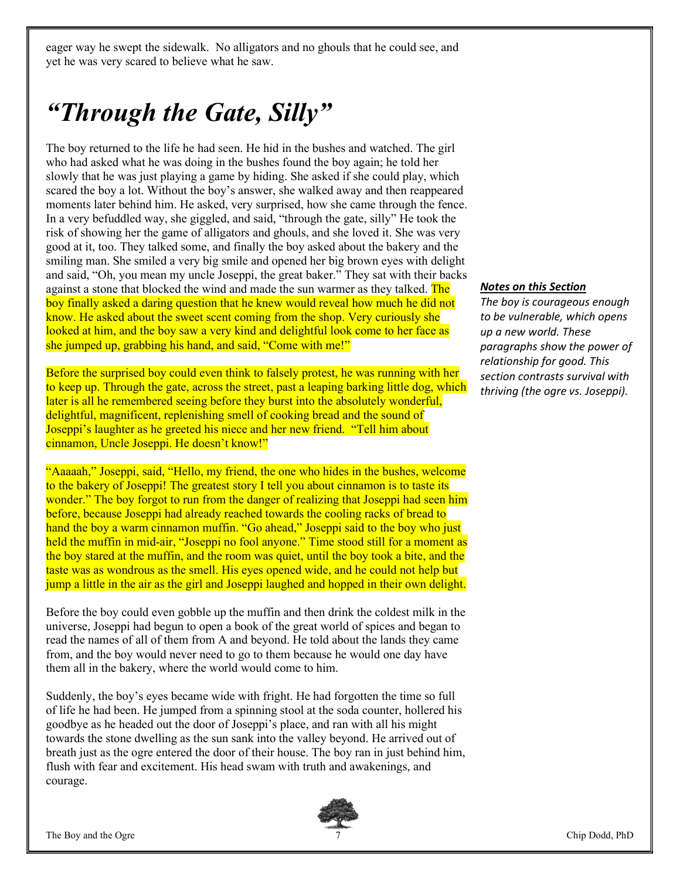eager way he swept the sidewalk. No alligators and no ghouls that he could see, and yet he was very scared to believe what he saw.

# *"Through the Gate, Silly"*

The boy returned to the life he had seen. He hid in the bushes and watched. The girl who had asked what he was doing in the bushes found the boy again; he told her slowly that he was just playing a game by hiding. She asked if she could play, which scared the boy a lot. Without the boy's answer, she walked away and then reappeared moments later behind him. He asked, very surprised, how she came through the fence. In a very befuddled way, she giggled, and said, "through the gate, silly" He took the risk of showing her the game of alligators and ghouls, and she loved it. She was very good at it, too. They talked some, and finally the boy asked about the bakery and the smiling man. She smiled a very big smile and opened her big brown eyes with delight and said, "Oh, you mean my uncle Joseppi, the great baker." They sat with their backs against a stone that blocked the wind and made the sun warmer as they talked. The boy finally asked a daring question that he knew would reveal how much he did not know. He asked about the sweet scent coming from the shop. Very curiously she looked at him, and the boy saw a very kind and delightful look come to her face as she jumped up, grabbing his hand, and said, "Come with me!"

***Notes on this Section***

*The boy is courageous enough to be vulnerable, which opens up a new world. These paragraphs show the power of relationship for good. This section contrasts survival with thriving (the ogre vs. Joseppi).*

Before the surprised boy could even think to falsely protest, he was running with her to keep up. Through the gate, across the street, past a leaping barking little dog, which later is all he remembered seeing before they burst into the absolutely wonderful, delightful, magnificent, replenishing smell of cooking bread and the sound of Joseppi's laughter as he greeted his niece and her new friend. "Tell him about cinnamon, Uncle Joseppi. He doesn't know!"

"Aaaaah," Joseppi, said, "Hello, my friend, the one who hides in the bushes, welcome to the bakery of Joseppi! The greatest story I tell you about cinnamon is to taste its wonder." The boy forgot to run from the danger of realizing that Joseppi had seen him before, because Joseppi had already reached towards the cooling racks of bread to hand the boy a warm cinnamon muffin. "Go ahead," Joseppi said to the boy who just held the muffin in mid-air, "Joseppi no fool anyone." Time stood still for a moment as the boy stared at the muffin, and the room was quiet, until the boy took a bite, and the taste was as wondrous as the smell. His eyes opened wide, and he could not help but jump a little in the air as the girl and Joseppi laughed and hopped in their own delight.

Before the boy could even gobble up the muffin and then drink the coldest milk in the universe, Joseppi had begun to open a book of the great world of spices and began to read the names of all of them from A and beyond. He told about the lands they came from, and the boy would never need to go to them because he would one day have them all in the bakery, where the world would come to him.

Suddenly, the boy's eyes became wide with fright. He had forgotten the time so full of life he had been. He jumped from a spinning stool at the soda counter, hollered his goodbye as he headed out the door of Joseppi's place, and ran with all his might towards the stone dwelling as the sun sank into the valley beyond. He arrived out of breath just as the ogre entered the door of their house. The boy ran in just behind him, flush with fear and excitement. His head swam with truth and awakenings, and courage.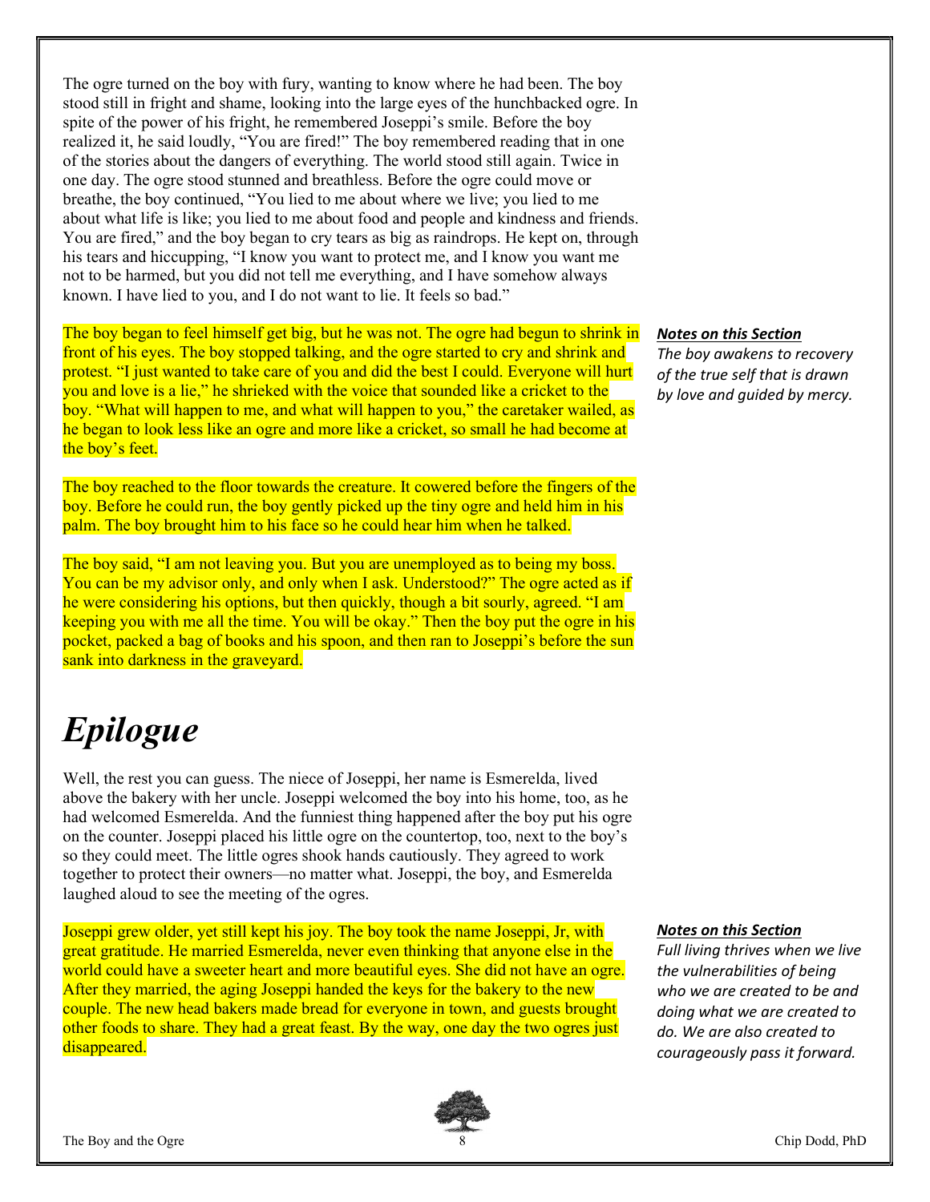The ogre turned on the boy with fury, wanting to know where he had been. The boy stood still in fright and shame, looking into the large eyes of the hunchbacked ogre. In spite of the power of his fright, he remembered Joseppi's smile. Before the boy realized it, he said loudly, "You are fired!" The boy remembered reading that in one of the stories about the dangers of everything. The world stood still again. Twice in one day. The ogre stood stunned and breathless. Before the ogre could move or breathe, the boy continued, "You lied to me about where we live; you lied to me about what life is like; you lied to me about food and people and kindness and friends. You are fired," and the boy began to cry tears as big as raindrops. He kept on, through his tears and hiccupping, "I know you want to protect me, and I know you want me not to be harmed, but you did not tell me everything, and I have somehow always known. I have lied to you, and I do not want to lie. It feels so bad."

The boy began to feel himself get big, but he was not. The ogre had begun to shrink in front of his eyes. The boy stopped talking, and the ogre started to cry and shrink and protest. "I just wanted to take care of you and did the best I could. Everyone will hurt you and love is a lie," he shrieked with the voice that sounded like a cricket to the boy. "What will happen to me, and what will happen to you," the caretaker wailed, as he began to look less like an ogre and more like a cricket, so small he had become at the boy's feet.

***Notes on this Section***
*The boy awakens to recovery of the true self that is drawn by love and guided by mercy.*

The boy reached to the floor towards the creature. It cowered before the fingers of the boy. Before he could run, the boy gently picked up the tiny ogre and held him in his palm. The boy brought him to his face so he could hear him when he talked.

The boy said, "I am not leaving you. But you are unemployed as to being my boss. You can be my advisor only, and only when I ask. Understood?" The ogre acted as if he were considering his options, but then quickly, though a bit sourly, agreed. "I am keeping you with me all the time. You will be okay." Then the boy put the ogre in his pocket, packed a bag of books and his spoon, and then ran to Joseppi's before the sun sank into darkness in the graveyard.

# *Epilogue*

Well, the rest you can guess. The niece of Joseppi, her name is Esmerelda, lived above the bakery with her uncle. Joseppi welcomed the boy into his home, too, as he had welcomed Esmerelda. And the funniest thing happened after the boy put his ogre on the counter. Joseppi placed his little ogre on the countertop, too, next to the boy's so they could meet. The little ogres shook hands cautiously. They agreed to work together to protect their owners—no matter what. Joseppi, the boy, and Esmerelda laughed aloud to see the meeting of the ogres.

Joseppi grew older, yet still kept his joy. The boy took the name Joseppi, Jr, with great gratitude. He married Esmerelda, never even thinking that anyone else in the world could have a sweeter heart and more beautiful eyes. She did not have an ogre. After they married, the aging Joseppi handed the keys for the bakery to the new couple. The new head bakers made bread for everyone in town, and guests brought other foods to share. They had a great feast. By the way, one day the two ogres just disappeared.

***Notes on this Section***
*Full living thrives when we live the vulnerabilities of being who we are created to be and doing what we are created to do. We are also created to courageously pass it forward.*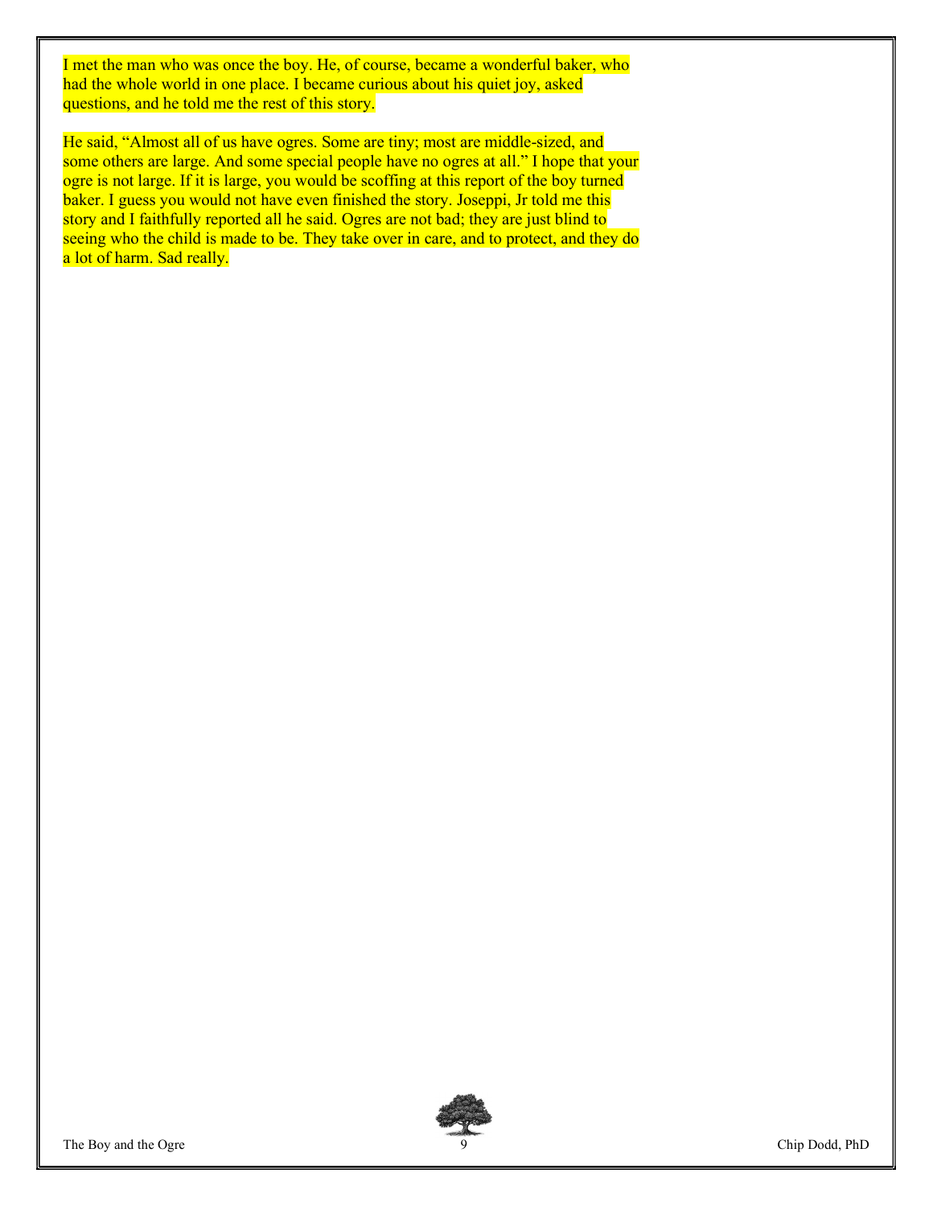I met the man who was once the boy. He, of course, became a wonderful baker, who had the whole world in one place. I became curious about his quiet joy, asked questions, and he told me the rest of this story.

He said, "Almost all of us have ogres. Some are tiny; most are middle-sized, and some others are large. And some special people have no ogres at all." I hope that your ogre is not large. If it is large, you would be scoffing at this report of the boy turned baker. I guess you would not have even finished the story. Joseppi, Jr told me this story and I faithfully reported all he said. Ogres are not bad; they are just blind to seeing who the child is made to be. They take over in care, and to protect, and they do a lot of harm. Sad really.